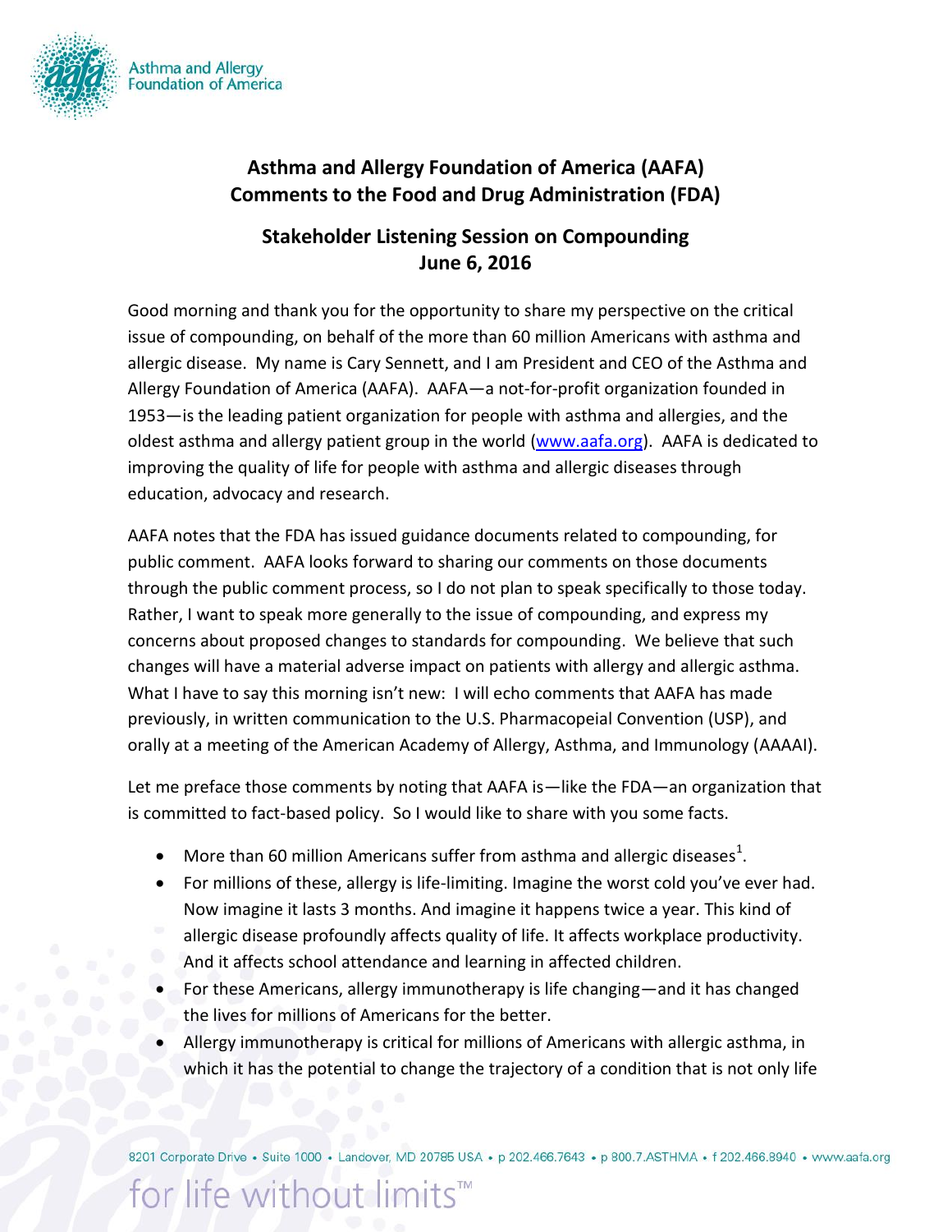# Asthma and Allergy Foundation of America (AAFA) Comments to the Food and Drug Administration (FDA)

## Stakeholder Listening Session on Compounding June 6, 2016

Good morning and thank you for the opportunity to share my perspective on the critical issue of compounding, on behalf of the more than 60 million Americans with asthma and allergic disease. My name is Cary Sennett, and I am President and CEO of the Asthma and Allergy Foundation of America (AAFA). AAFA—a not-for-profit organization founded in 1953—is the leading patient organization for people with asthma and allergies, and the oldest asthma and allergy patient group in the world (www.aafa.org). AAFA is dedicated to improving the quality of life for people with asthma and allergic diseases through education, advocacy and research.

AAFA notes that the FDA has issued guidance documents related to compounding, for public comment. AAFA looks forward to sharing our comments on those documents through the public comment process, so I do not plan to speak specifically to those today. Rather, I want to speak more generally to the issue of compounding, and express my concerns about proposed changes to standards for compounding. We believe that such changes will have a material adverse impact on patients with allergy and allergic asthma. What I have to say this morning isn't new: I will echo comments that AAFA has made previously, in written communication to the U.S. Pharmacopeial Convention (USP), and orally at a meeting of the American Academy of Allergy, Asthma, and Immunology (AAAAI).

Let me preface those comments by noting that AAFA is—like the FDA—an organization that is committed to fact-based policy. So I would like to share with you some facts.

- More than 60 million Americans suffer from asthma and allergic diseases[1].
- For millions of these, allergy is life-limiting. Imagine the worst cold you've ever had. Now imagine it lasts 3 months. And imagine it happens twice a year. This kind of allergic disease profoundly affects quality of life. It affects workplace productivity. And it affects school attendance and learning in affected children.
- For these Americans, allergy immunotherapy is life changing—and it has changed the lives for millions of Americans for the better.
- Allergy immunotherapy is critical for millions of Americans with allergic asthma, in which it has the potential to change the trajectory of a condition that is not only life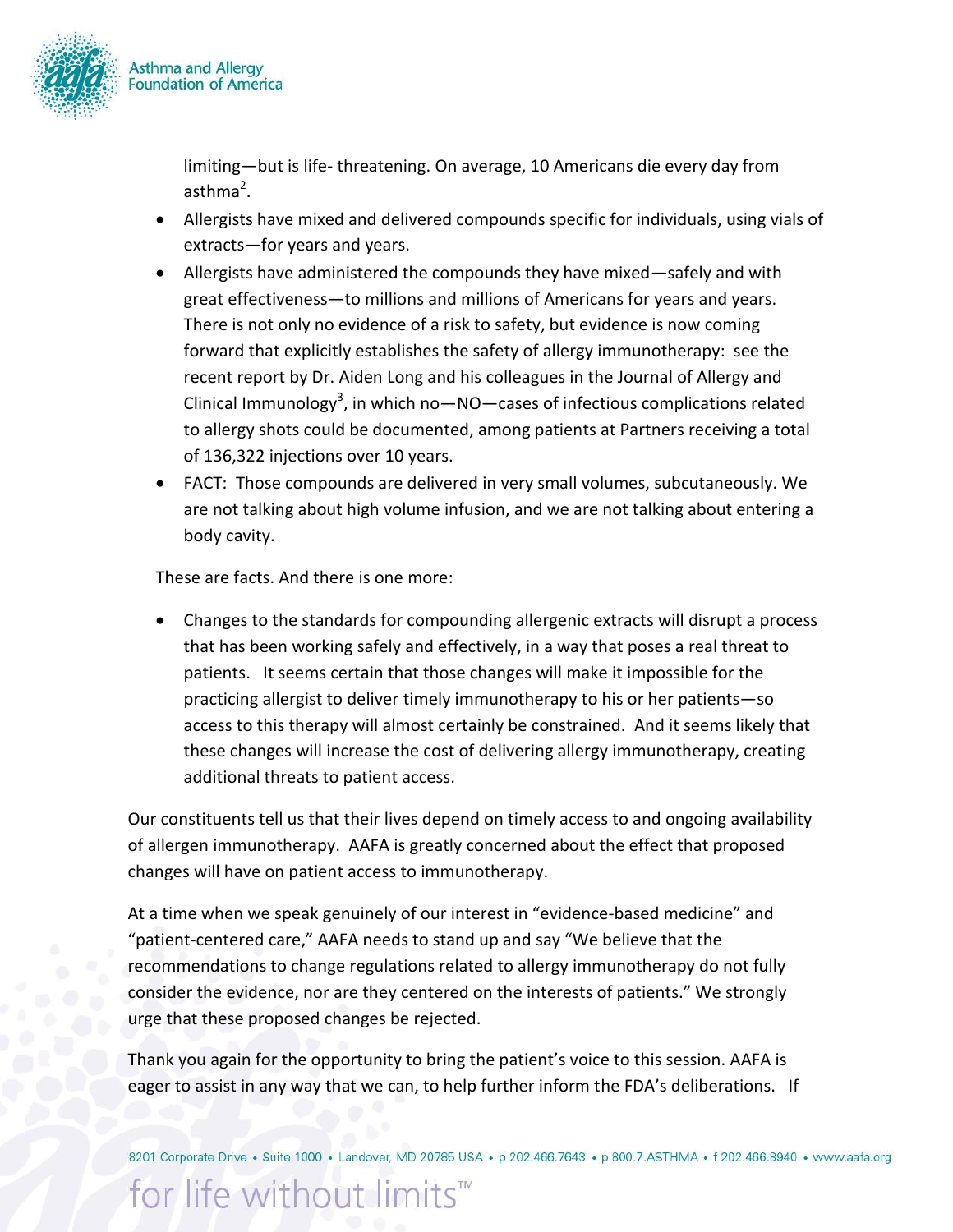limiting—but is life- threatening. On average, 10 Americans die every day from asthma[2].

- Allergists have mixed and delivered compounds specific for individuals, using vials of extracts—for years and years.
- Allergists have administered the compounds they have mixed—safely and with great effectiveness—to millions and millions of Americans for years and years. There is not only no evidence of a risk to safety, but evidence is now coming forward that explicitly establishes the safety of allergy immunotherapy: see the recent report by Dr. Aiden Long and his colleagues in the Journal of Allergy and Clinical Immunology[3], in which no—NO—cases of infectious complications related to allergy shots could be documented, among patients at Partners receiving a total of 136,322 injections over 10 years.
- FACT: Those compounds are delivered in very small volumes, subcutaneously. We are not talking about high volume infusion, and we are not talking about entering a body cavity.

These are facts. And there is one more:

- Changes to the standards for compounding allergenic extracts will disrupt a process that has been working safely and effectively, in a way that poses a real threat to patients. It seems certain that those changes will make it impossible for the practicing allergist to deliver timely immunotherapy to his or her patients—so access to this therapy will almost certainly be constrained. And it seems likely that these changes will increase the cost of delivering allergy immunotherapy, creating additional threats to patient access.

Our constituents tell us that their lives depend on timely access to and ongoing availability of allergen immunotherapy. AAFA is greatly concerned about the effect that proposed changes will have on patient access to immunotherapy.

At a time when we speak genuinely of our interest in "evidence-based medicine" and "patient-centered care," AAFA needs to stand up and say "We believe that the recommendations to change regulations related to allergy immunotherapy do not fully consider the evidence, nor are they centered on the interests of patients." We strongly urge that these proposed changes be rejected.

Thank you again for the opportunity to bring the patient's voice to this session. AAFA is eager to assist in any way that we can, to help further inform the FDA's deliberations. If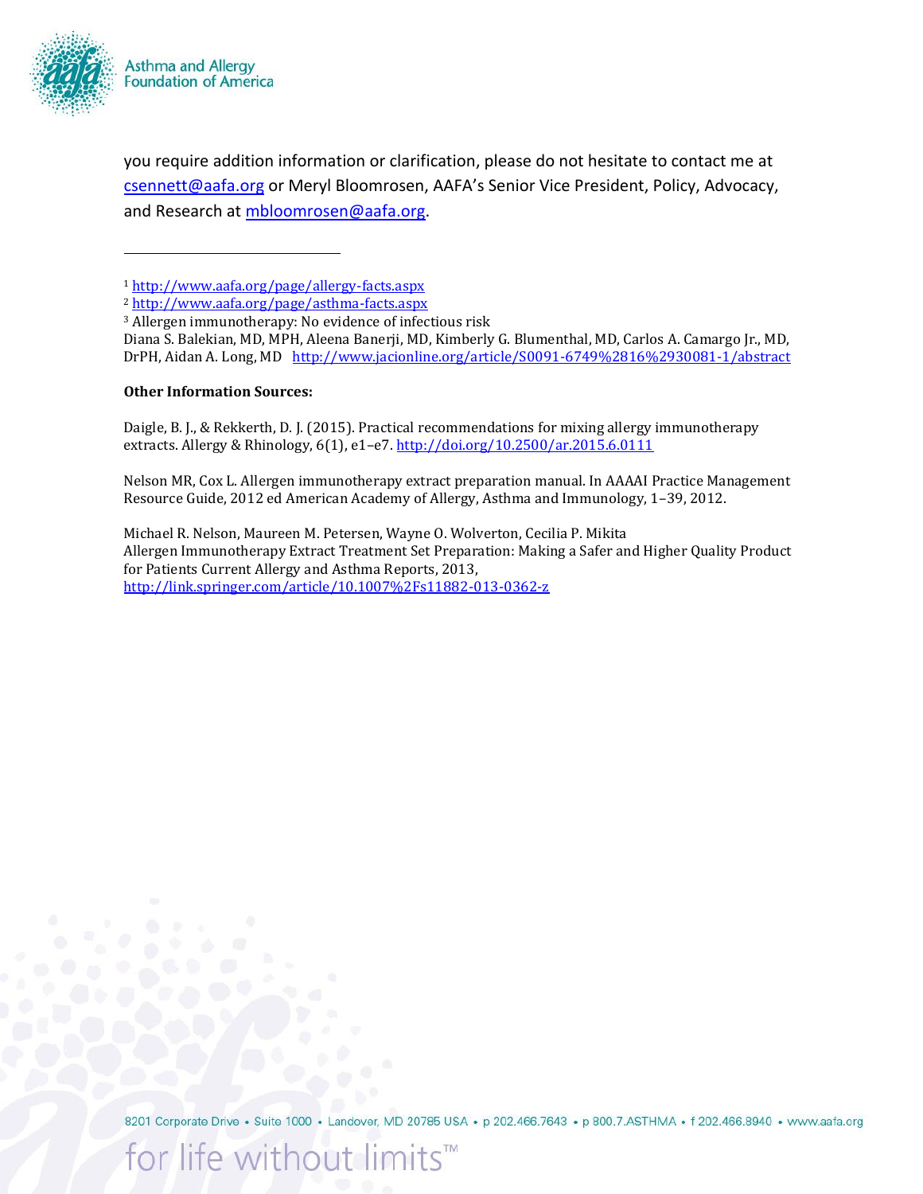you require addition information or clarification, please do not hesitate to contact me at csennett@aafa.org or Meryl Bloomrosen, AAFA's Senior Vice President, Policy, Advocacy, and Research at mbloomrosen@aafa.org.

---

[1] http://www.aafa.org/page/allergy-facts.aspx

[2] http://www.aafa.org/page/asthma-facts.aspx

[3] Allergen immunotherapy: No evidence of infectious risk
Diana S. Balekian, MD, MPH, Aleena Banerji, MD, Kimberly G. Blumenthal, MD, Carlos A. Camargo Jr., MD, DrPH, Aidan A. Long, MD http://www.jacionline.org/article/S0091-6749%2816%2930081-1/abstract

**Other Information Sources:**

Daigle, B. J., & Rekkerth, D. J. (2015). Practical recommendations for mixing allergy immunotherapy extracts. Allergy & Rhinology, 6(1), e1–e7. http://doi.org/10.2500/ar.2015.6.0111

Nelson MR, Cox L. Allergen immunotherapy extract preparation manual. In AAAAI Practice Management Resource Guide, 2012 ed American Academy of Allergy, Asthma and Immunology, 1–39, 2012.

Michael R. Nelson, Maureen M. Petersen, Wayne O. Wolverton, Cecilia P. Mikita
Allergen Immunotherapy Extract Treatment Set Preparation: Making a Safer and Higher Quality Product for Patients Current Allergy and Asthma Reports, 2013, http://link.springer.com/article/10.1007%2Fs11882-013-0362-z